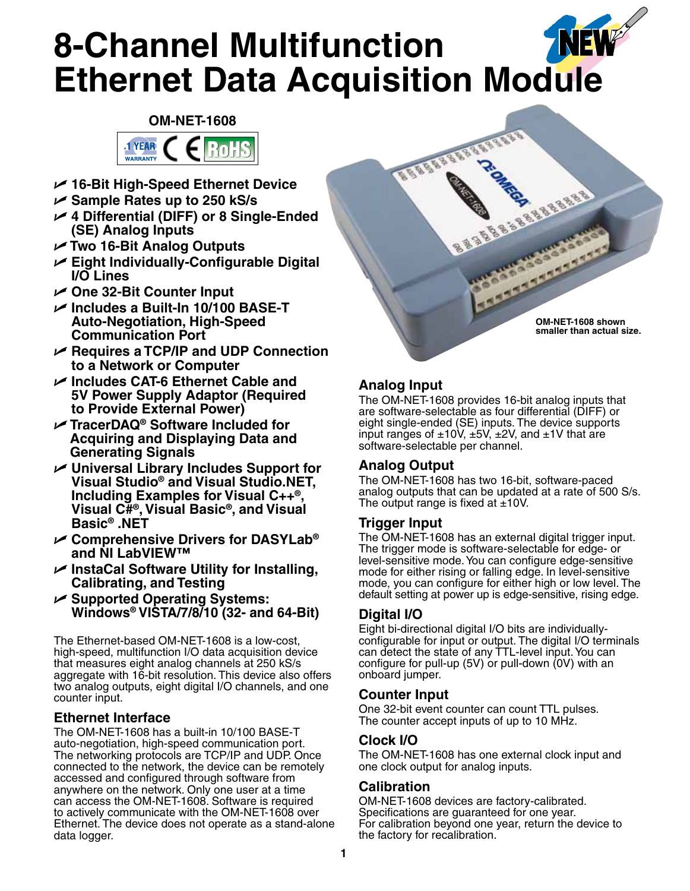# 8-Channel Multifunction Ethernet Data Acquisition Module

**OM-NET-1608**

- **16-Bit High-Speed Ethernet Device**
- **Sample Rates up to 250 kS/s**
- **4 Differential (DIFF) or 8 Single-Ended (SE) Analog Inputs**
- **Two 16-Bit Analog Outputs**
- **Eight Individually-Configurable Digital I/O Lines**
- **One 32-Bit Counter Input**
- **Includes a Built-In 10/100 BASE-T Auto-Negotiation, High-Speed Communication Port**
- **Requires a TCP/IP and UDP Connection to a Network or Computer**
- **Includes CAT-6 Ethernet Cable and 5V Power Supply Adaptor (Required to Provide External Power)**
- **TracerDAQ® Software Included for Acquiring and Displaying Data and Generating Signals**
- **Universal Library Includes Support for Visual Studio® and Visual Studio.NET, Including Examples for Visual C++®, Visual C#®, Visual Basic®, and Visual Basic® .NET**
- **Comprehensive Drivers for DASYLab® and NI LabVIEW™**
- **InstaCal Software Utility for Installing, Calibrating, and Testing**
- **Supported Operating Systems: Windows® VISTA/7/8/10 (32- and 64-Bit)**

The Ethernet-based OM-NET-1608 is a low-cost, high-speed, multifunction I/O data acquisition device that measures eight analog channels at 250 kS/s aggregate with 16-bit resolution. This device also offers two analog outputs, eight digital I/O channels, and one counter input.

OM-NET-1608 shown smaller than actual size.

## Ethernet Interface

The OM-NET-1608 has a built-in 10/100 BASE-T auto-negotiation, high-speed communication port. The networking protocols are TCP/IP and UDP. Once connected to the network, the device can be remotely accessed and configured through software from anywhere on the network. Only one user at a time can access the OM-NET-1608. Software is required to actively communicate with the OM-NET-1608 over Ethernet. The device does not operate as a stand-alone data logger.

## Analog Input

The OM-NET-1608 provides 16-bit analog inputs that are software-selectable as four differential (DIFF) or eight single-ended (SE) inputs. The device supports input ranges of ±10V, ±5V, ±2V, and ±1V that are software-selectable per channel.

## Analog Output

The OM-NET-1608 has two 16-bit, software-paced analog outputs that can be updated at a rate of 500 S/s. The output range is fixed at ±10V.

## Trigger Input

The OM-NET-1608 has an external digital trigger input. The trigger mode is software-selectable for edge- or level-sensitive mode. You can configure edge-sensitive mode for either rising or falling edge. In level-sensitive mode, you can configure for either high or low level. The default setting at power up is edge-sensitive, rising edge.

## Digital I/O

Eight bi-directional digital I/O bits are individually-configurable for input or output. The digital I/O terminals can detect the state of any TTL-level input. You can configure for pull-up (5V) or pull-down (0V) with an onboard jumper.

## Counter Input

One 32-bit event counter can count TTL pulses. The counter accept inputs of up to 10 MHz.

## Clock I/O

The OM-NET-1608 has one external clock input and one clock output for analog inputs.

## Calibration

OM-NET-1608 devices are factory-calibrated. Specifications are guaranteed for one year. For calibration beyond one year, return the device to the factory for recalibration.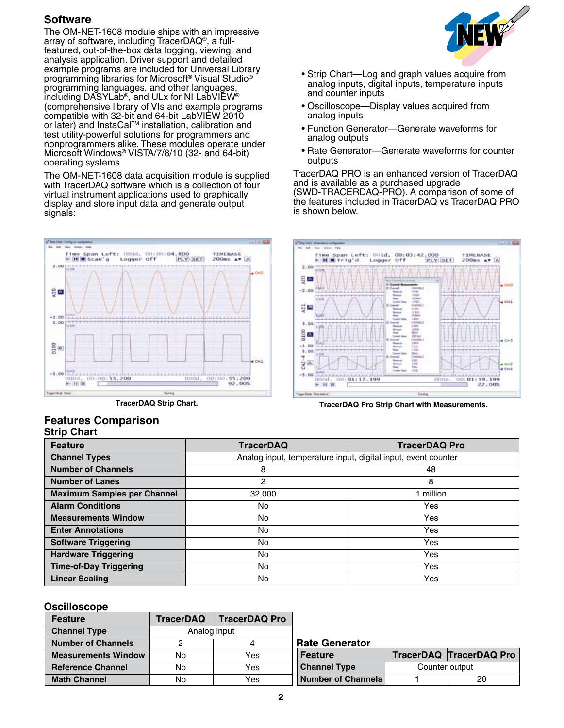## Software

The OM-NET-1608 module ships with an impressive array of software, including TracerDAQ®, a full-featured, out-of-the-box data logging, viewing, and analysis application. Driver support and detailed example programs are included for Universal Library programming libraries for Microsoft® Visual Studio® programming languages, and other languages, including DASYLab®, and ULx for NI LabVIEW® (comprehensive library of VIs and example programs compatible with 32-bit and 64-bit LabVIEW 2010 or later) and InstaCal™ installation, calibration and test utility-powerful solutions for programmers and nonprogrammers alike. These modules operate under Microsoft Windows® VISTA/7/8/10 (32- and 64-bit) operating systems.

The OM-NET-1608 data acquisition module is supplied with TracerDAQ software which is a collection of four virtual instrument applications used to graphically display and store input data and generate output signals:

- Strip Chart—Log and graph values acquire from analog inputs, digital inputs, temperature inputs and counter inputs
- Oscilloscope—Display values acquired from analog inputs
- Function Generator—Generate waveforms for analog outputs
- Rate Generator—Generate waveforms for counter outputs

TracerDAQ PRO is an enhanced version of TracerDAQ and is available as a purchased upgrade (SWD-TRACERDAQ-PRO). A comparison of some of the features included in TracerDAQ vs TracerDAQ PRO is shown below.

TracerDAQ Strip Chart.

TracerDAQ Pro Strip Chart with Measurements.

## Features Comparison

### Strip Chart

| Feature | TracerDAQ | TracerDAQ Pro |
|---|---|---|
| Channel Types | Analog input, temperature input, digital input, event counter | |
| Number of Channels | 8 | 48 |
| Number of Lanes | 2 | 8 |
| Maximum Samples per Channel | 32,000 | 1 million |
| Alarm Conditions | No | Yes |
| Measurements Window | No | Yes |
| Enter Annotations | No | Yes |
| Software Triggering | No | Yes |
| Hardware Triggering | No | Yes |
| Time-of-Day Triggering | No | Yes |
| Linear Scaling | No | Yes |

### Oscilloscope

| Feature | TracerDAQ | TracerDAQ Pro |
|---|---|---|
| Channel Type | Analog input | |
| Number of Channels | 2 | 4 |
| Measurements Window | No | Yes |
| Reference Channel | No | Yes |
| Math Channel | No | Yes |

### Rate Generator

| Feature | TracerDAQ | TracerDAQ Pro |
|---|---|---|
| Channel Type | Counter output | |
| Number of Channels | 1 | 20 |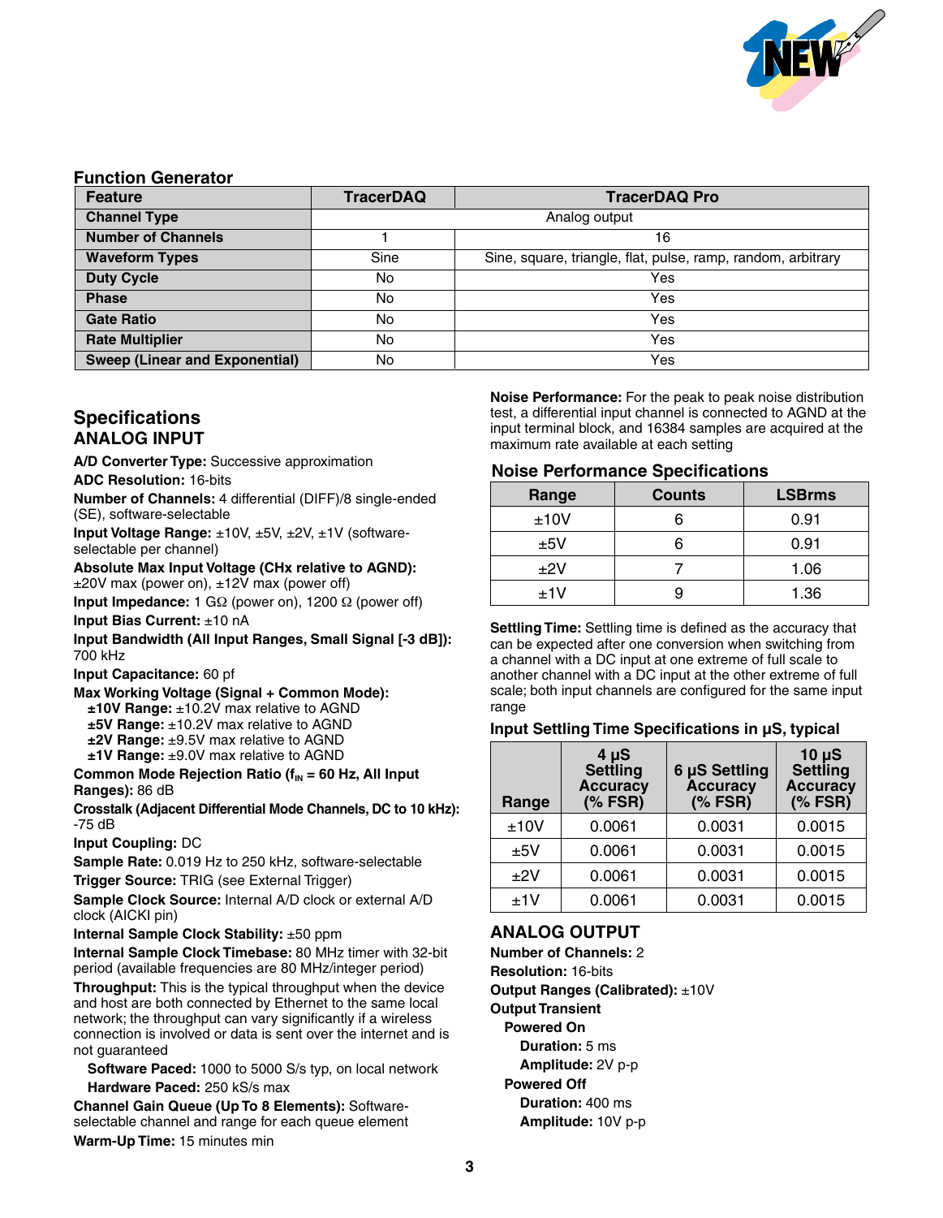### Function Generator

| Feature | TracerDAQ | TracerDAQ Pro |
|---|---|---|
| Channel Type | Analog output | |
| Number of Channels | 1 | 16 |
| Waveform Types | Sine | Sine, square, triangle, flat, pulse, ramp, random, arbitrary |
| Duty Cycle | No | Yes |
| Phase | No | Yes |
| Gate Ratio | No | Yes |
| Rate Multiplier | No | Yes |
| Sweep (Linear and Exponential) | No | Yes |

## Specifications

### ANALOG INPUT

**A/D Converter Type:** Successive approximation

**ADC Resolution:** 16-bits

**Number of Channels:** 4 differential (DIFF)/8 single-ended (SE), software-selectable

**Input Voltage Range:** ±10V, ±5V, ±2V, ±1V (software-selectable per channel)

**Absolute Max Input Voltage (CHx relative to AGND):** ±20V max (power on), ±12V max (power off)

**Input Impedance:** 1 GΩ (power on), 1200 Ω (power off)

**Input Bias Current:** ±10 nA

**Input Bandwidth (All Input Ranges, Small Signal [-3 dB]):** 700 kHz

**Input Capacitance:** 60 pf

**Max Working Voltage (Signal + Common Mode):**
- **±10V Range:** ±10.2V max relative to AGND
- **±5V Range:** ±10.2V max relative to AGND
- **±2V Range:** ±9.5V max relative to AGND
- **±1V Range:** ±9.0V max relative to AGND

**Common Mode Rejection Ratio ($f_{IN}$ = 60 Hz, All Input Ranges):** 86 dB

**Crosstalk (Adjacent Differential Mode Channels, DC to 10 kHz):** -75 dB

**Input Coupling:** DC

**Sample Rate:** 0.019 Hz to 250 kHz, software-selectable

**Trigger Source:** TRIG (see External Trigger)

**Sample Clock Source:** Internal A/D clock or external A/D clock (AICKI pin)

**Internal Sample Clock Stability:** ±50 ppm

**Internal Sample Clock Timebase:** 80 MHz timer with 32-bit period (available frequencies are 80 MHz/integer period)

**Throughput:** This is the typical throughput when the device and host are both connected by Ethernet to the same local network; the throughput can vary significantly if a wireless connection is involved or data is sent over the internet and is not guaranteed
- **Software Paced:** 1000 to 5000 S/s typ, on local network
- **Hardware Paced:** 250 kS/s max

**Channel Gain Queue (Up To 8 Elements):** Software-selectable channel and range for each queue element

**Warm-Up Time:** 15 minutes min

**Noise Performance:** For the peak to peak noise distribution test, a differential input channel is connected to AGND at the input terminal block, and 16384 samples are acquired at the maximum rate available at each setting

#### Noise Performance Specifications

| Range | Counts | LSBrms |
|---|---|---|
| ±10V | 6 | 0.91 |
| ±5V | 6 | 0.91 |
| ±2V | 7 | 1.06 |
| ±1V | 9 | 1.36 |

**Settling Time:** Settling time is defined as the accuracy that can be expected after one conversion when switching from a channel with a DC input at one extreme of full scale to another channel with a DC input at the other extreme of full scale; both input channels are configured for the same input range

#### Input Settling Time Specifications in µS, typical

| Range | 4 µS Settling Accuracy (% FSR) | 6 µS Settling Accuracy (% FSR) | 10 µS Settling Accuracy (% FSR) |
|---|---|---|---|
| ±10V | 0.0061 | 0.0031 | 0.0015 |
| ±5V | 0.0061 | 0.0031 | 0.0015 |
| ±2V | 0.0061 | 0.0031 | 0.0015 |
| ±1V | 0.0061 | 0.0031 | 0.0015 |

### ANALOG OUTPUT

**Number of Channels:** 2

**Resolution:** 16-bits

**Output Ranges (Calibrated):** ±10V

**Output Transient**
- **Powered On**
  - **Duration:** 5 ms
  - **Amplitude:** 2V p-p
- **Powered Off**
  - **Duration:** 400 ms
  - **Amplitude:** 10V p-p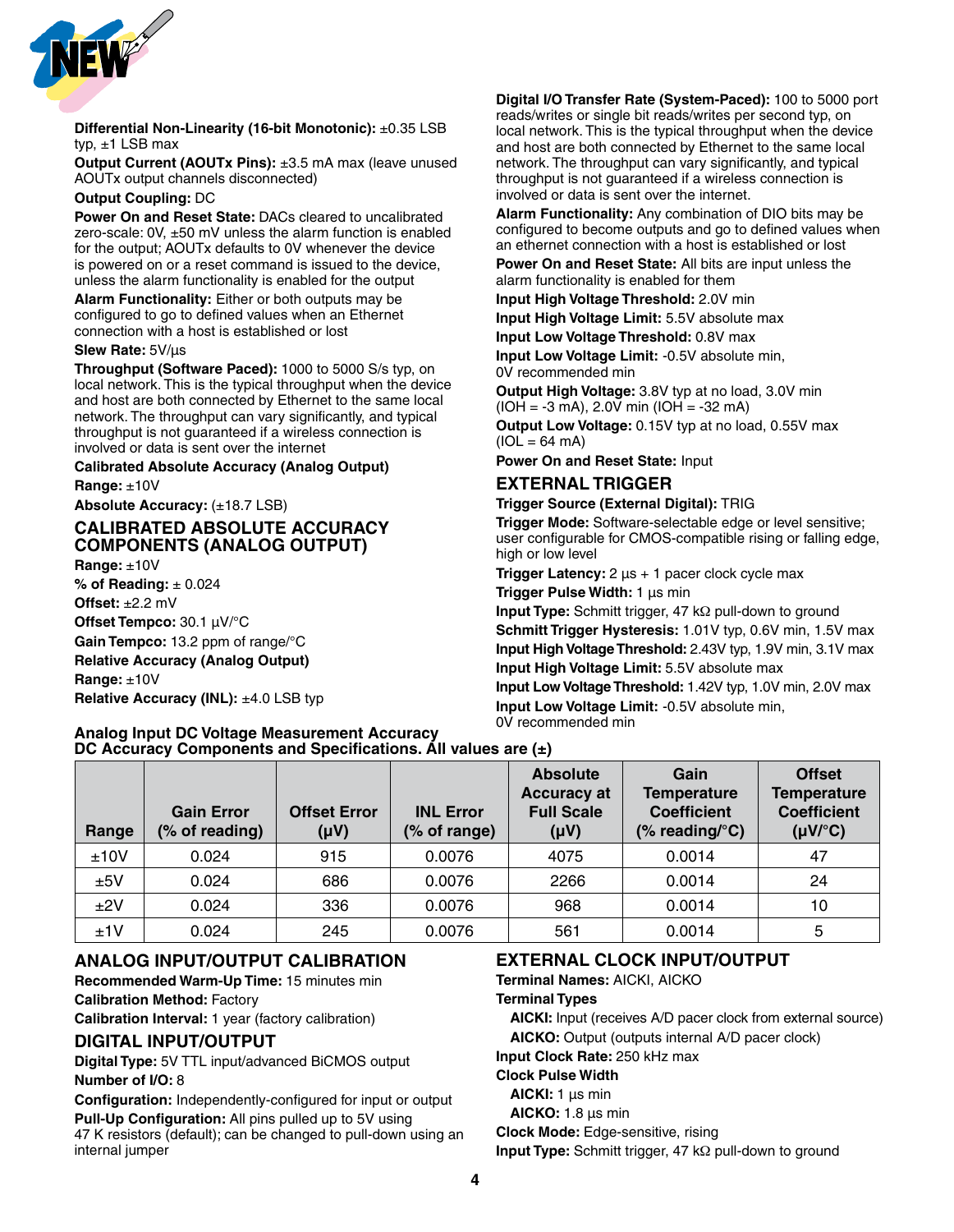**Differential Non-Linearity (16-bit Monotonic):** ±0.35 LSB typ, ±1 LSB max

**Output Current (AOUTx Pins):** ±3.5 mA max (leave unused AOUTx output channels disconnected)

**Output Coupling:** DC

**Power On and Reset State:** DACs cleared to uncalibrated zero-scale: 0V, ±50 mV unless the alarm function is enabled for the output; AOUTx defaults to 0V whenever the device is powered on or a reset command is issued to the device, unless the alarm functionality is enabled for the output

**Alarm Functionality:** Either or both outputs may be configured to go to defined values when an Ethernet connection with a host is established or lost

**Slew Rate:** 5V/µs

**Throughput (Software Paced):** 1000 to 5000 S/s typ, on local network. This is the typical throughput when the device and host are both connected by Ethernet to the same local network. The throughput can vary significantly, and typical throughput is not guaranteed if a wireless connection is involved or data is sent over the internet

**Calibrated Absolute Accuracy (Analog Output)**

**Range:** ±10V

**Absolute Accuracy:** (±18.7 LSB)

## CALIBRATED ABSOLUTE ACCURACY COMPONENTS (ANALOG OUTPUT)

**Range:** ±10V

**% of Reading:** ± 0.024

**Offset:** ±2.2 mV

**Offset Tempco:** 30.1 µV/°C

**Gain Tempco:** 13.2 ppm of range/°C

**Relative Accuracy (Analog Output)**

**Range:** ±10V

**Relative Accuracy (INL):** ±4.0 LSB typ

**Digital I/O Transfer Rate (System-Paced):** 100 to 5000 port reads/writes or single bit reads/writes per second typ, on local network. This is the typical throughput when the device and host are both connected by Ethernet to the same local network. The throughput can vary significantly, and typical throughput is not guaranteed if a wireless connection is involved or data is sent over the internet.

**Alarm Functionality:** Any combination of DIO bits may be configured to become outputs and go to defined values when an ethernet connection with a host is established or lost

**Power On and Reset State:** All bits are input unless the alarm functionality is enabled for them

**Input High Voltage Threshold:** 2.0V min

**Input High Voltage Limit:** 5.5V absolute max

**Input Low Voltage Threshold:** 0.8V max

**Input Low Voltage Limit:** -0.5V absolute min, 0V recommended min

**Output High Voltage:** 3.8V typ at no load, 3.0V min (IOH = -3 mA), 2.0V min (IOH = -32 mA)

**Output Low Voltage:** 0.15V typ at no load, 0.55V max (IOL = 64 mA)

**Power On and Reset State:** Input

## EXTERNAL TRIGGER

**Trigger Source (External Digital):** TRIG

**Trigger Mode:** Software-selectable edge or level sensitive; user configurable for CMOS-compatible rising or falling edge, high or low level

**Trigger Latency:** 2 µs + 1 pacer clock cycle max

**Trigger Pulse Width:** 1 µs min

**Input Type:** Schmitt trigger, 47 kΩ pull-down to ground

**Schmitt Trigger Hysteresis:** 1.01V typ, 0.6V min, 1.5V max

**Input High Voltage Threshold:** 2.43V typ, 1.9V min, 3.1V max

**Input High Voltage Limit:** 5.5V absolute max

**Input Low Voltage Threshold:** 1.42V typ, 1.0V min, 2.0V max

**Input Low Voltage Limit:** -0.5V absolute min, 0V recommended min

**Analog Input DC Voltage Measurement Accuracy**
**DC Accuracy Components and Specifications. All values are (±)**

| Range | Gain Error (% of reading) | Offset Error (µV) | INL Error (% of range) | Absolute Accuracy at Full Scale (µV) | Gain Temperature Coefficient (% reading/°C) | Offset Temperature Coefficient (µV/°C) |
|---|---|---|---|---|---|---|
| ±10V | 0.024 | 915 | 0.0076 | 4075 | 0.0014 | 47 |
| ±5V | 0.024 | 686 | 0.0076 | 2266 | 0.0014 | 24 |
| ±2V | 0.024 | 336 | 0.0076 | 968 | 0.0014 | 10 |
| ±1V | 0.024 | 245 | 0.0076 | 561 | 0.0014 | 5 |

## ANALOG INPUT/OUTPUT CALIBRATION

**Recommended Warm-Up Time:** 15 minutes min

**Calibration Method:** Factory

**Calibration Interval:** 1 year (factory calibration)

## DIGITAL INPUT/OUTPUT

**Digital Type:** 5V TTL input/advanced BiCMOS output

**Number of I/O:** 8

**Configuration:** Independently-configured for input or output

**Pull-Up Configuration:** All pins pulled up to 5V using 47 K resistors (default); can be changed to pull-down using an internal jumper

## EXTERNAL CLOCK INPUT/OUTPUT

**Terminal Names:** AICKI, AICKO

**Terminal Types**

- **AICKI:** Input (receives A/D pacer clock from external source)
- **AICKO:** Output (outputs internal A/D pacer clock)

**Input Clock Rate:** 250 kHz max

**Clock Pulse Width**

- **AICKI:** 1 µs min
- **AICKO:** 1.8 µs min

**Clock Mode:** Edge-sensitive, rising

**Input Type:** Schmitt trigger, 47 kΩ pull-down to ground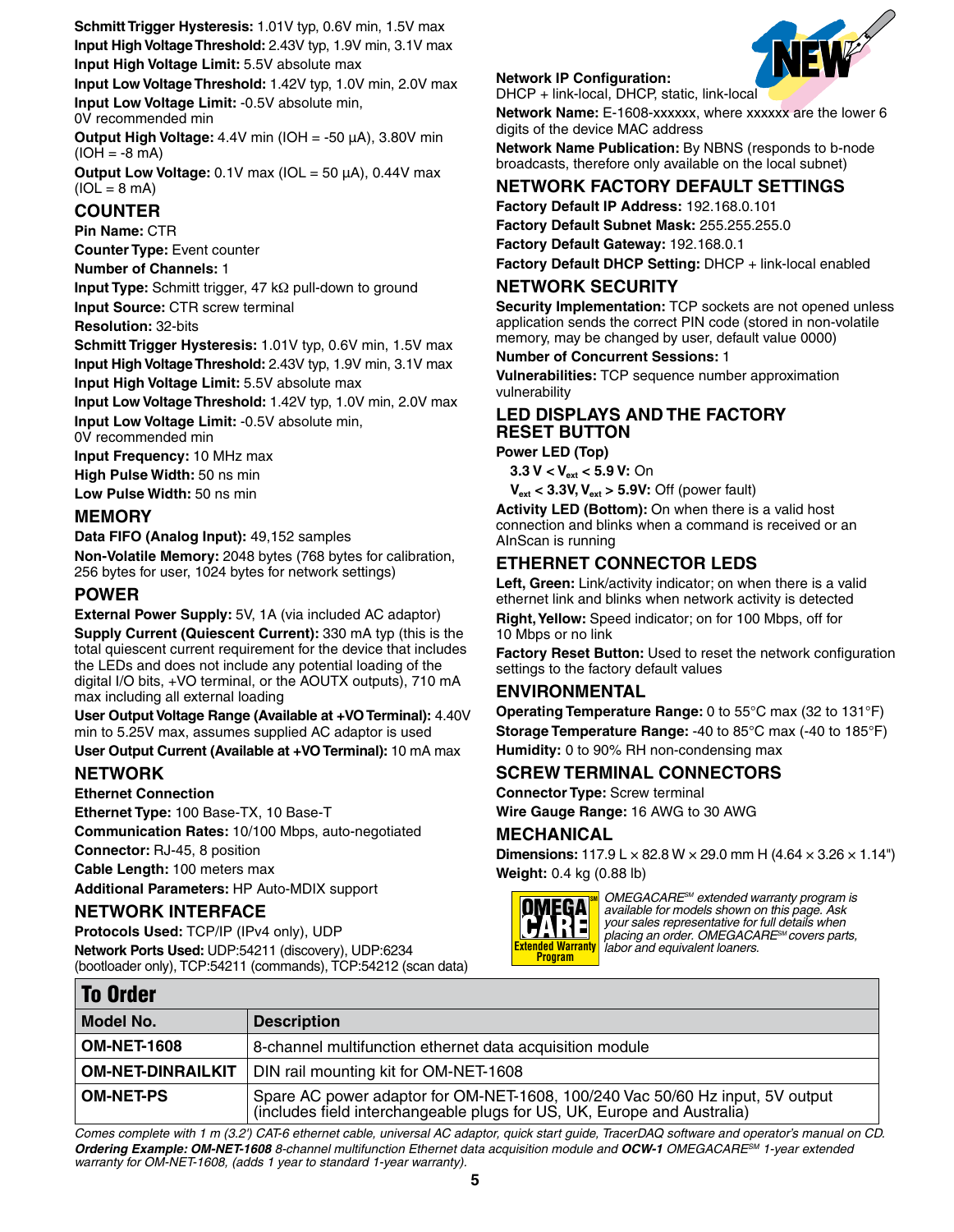**Schmitt Trigger Hysteresis:** 1.01V typ, 0.6V min, 1.5V max
**Input High Voltage Threshold:** 2.43V typ, 1.9V min, 3.1V max
**Input High Voltage Limit:** 5.5V absolute max
**Input Low Voltage Threshold:** 1.42V typ, 1.0V min, 2.0V max
**Input Low Voltage Limit:** -0.5V absolute min, 0V recommended min
**Output High Voltage:** 4.4V min (IOH = -50 µA), 3.80V min (IOH = -8 mA)
**Output Low Voltage:** 0.1V max (IOL = 50 µA), 0.44V max (IOL = 8 mA)

## COUNTER

**Pin Name:** CTR
**Counter Type:** Event counter
**Number of Channels:** 1
**Input Type:** Schmitt trigger, 47 kΩ pull-down to ground
**Input Source:** CTR screw terminal
**Resolution:** 32-bits
**Schmitt Trigger Hysteresis:** 1.01V typ, 0.6V min, 1.5V max
**Input High Voltage Threshold:** 2.43V typ, 1.9V min, 3.1V max
**Input High Voltage Limit:** 5.5V absolute max
**Input Low Voltage Threshold:** 1.42V typ, 1.0V min, 2.0V max
**Input Low Voltage Limit:** -0.5V absolute min, 0V recommended min
**Input Frequency:** 10 MHz max
**High Pulse Width:** 50 ns min
**Low Pulse Width:** 50 ns min

## MEMORY

**Data FIFO (Analog Input):** 49,152 samples
**Non-Volatile Memory:** 2048 bytes (768 bytes for calibration, 256 bytes for user, 1024 bytes for network settings)

## POWER

**External Power Supply:** 5V, 1A (via included AC adaptor)
**Supply Current (Quiescent Current):** 330 mA typ (this is the total quiescent current requirement for the device that includes the LEDs and does not include any potential loading of the digital I/O bits, +VO terminal, or the AOUTX outputs), 710 mA max including all external loading
**User Output Voltage Range (Available at +VO Terminal):** 4.40V min to 5.25V max, assumes supplied AC adaptor is used
**User Output Current (Available at +VO Terminal):** 10 mA max

## NETWORK

**Ethernet Connection**
**Ethernet Type:** 100 Base-TX, 10 Base-T
**Communication Rates:** 10/100 Mbps, auto-negotiated
**Connector:** RJ-45, 8 position
**Cable Length:** 100 meters max
**Additional Parameters:** HP Auto-MDIX support

## NETWORK INTERFACE

**Protocols Used:** TCP/IP (IPv4 only), UDP
**Network Ports Used:** UDP:54211 (discovery), UDP:6234 (bootloader only), TCP:54211 (commands), TCP:54212 (scan data)
**Network IP Configuration:** DHCP + link-local, DHCP, static, link-local
**Network Name:** E-1608-xxxxxx, where xxxxxx are the lower 6 digits of the device MAC address
**Network Name Publication:** By NBNS (responds to b-node broadcasts, therefore only available on the local subnet)

## NETWORK FACTORY DEFAULT SETTINGS

**Factory Default IP Address:** 192.168.0.101
**Factory Default Subnet Mask:** 255.255.255.0
**Factory Default Gateway:** 192.168.0.1
**Factory Default DHCP Setting:** DHCP + link-local enabled

## NETWORK SECURITY

**Security Implementation:** TCP sockets are not opened unless application sends the correct PIN code (stored in non-volatile memory, may be changed by user, default value 0000)
**Number of Concurrent Sessions:** 1
**Vulnerabilities:** TCP sequence number approximation vulnerability

## LED DISPLAYS AND THE FACTORY RESET BUTTON

**Power LED (Top)**
**3.3 V < $V_{ext}$ < 5.9 V:** On
**$V_{ext}$ < 3.3V, $V_{ext}$ > 5.9V:** Off (power fault)
**Activity LED (Bottom):** On when there is a valid host connection and blinks when a command is received or an AInScan is running

## ETHERNET CONNECTOR LEDS

**Left, Green:** Link/activity indicator; on when there is a valid ethernet link and blinks when network activity is detected
**Right, Yellow:** Speed indicator; on for 100 Mbps, off for 10 Mbps or no link
**Factory Reset Button:** Used to reset the network configuration settings to the factory default values

## ENVIRONMENTAL

**Operating Temperature Range:** 0 to 55°C max (32 to 131°F)
**Storage Temperature Range:** -40 to 85°C max (-40 to 185°F)
**Humidity:** 0 to 90% RH non-condensing max

## SCREW TERMINAL CONNECTORS

**Connector Type:** Screw terminal
**Wire Gauge Range:** 16 AWG to 30 AWG

## MECHANICAL

**Dimensions:** 117.9 L × 82.8 W × 29.0 mm H (4.64 × 3.26 × 1.14")
**Weight:** 0.4 kg (0.88 lb)

OMEGACARE Extended Warranty Program

*OMEGACARE℠ extended warranty program is available for models shown on this page. Ask your sales representative for full details when placing an order. OMEGACARE℠ covers parts, labor and equivalent loaners.*

## To Order

| Model No. | Description |
|---|---|
| **OM-NET-1608** | 8-channel multifunction ethernet data acquisition module |
| **OM-NET-DINRAILKIT** | DIN rail mounting kit for OM-NET-1608 |
| **OM-NET-PS** | Spare AC power adaptor for OM-NET-1608, 100/240 Vac 50/60 Hz input, 5V output (includes field interchangeable plugs for US, UK, Europe and Australia) |

*Comes complete with 1 m (3.2') CAT-6 ethernet cable, universal AC adaptor, quick start guide, TracerDAQ software and operator's manual on CD.*
***Ordering Example: OM-NET-1608** 8-channel multifunction Ethernet data acquisition module and **OCW-1** OMEGACARE℠ 1-year extended warranty for OM-NET-1608, (adds 1 year to standard 1-year warranty).*